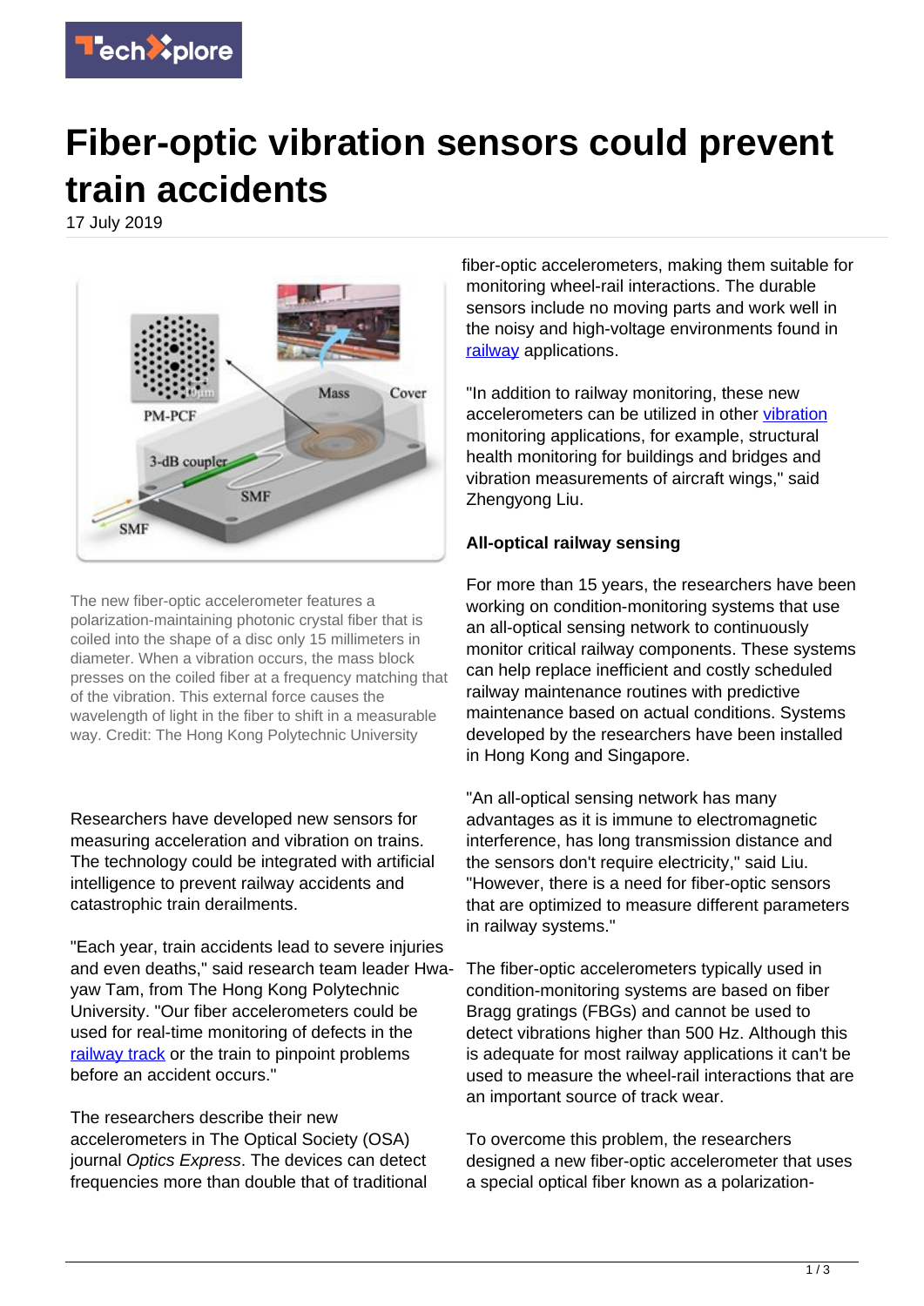# Fiber-optic vibration sensors could prevent train accidents

17 July 2019

The new fiber-optic accelerometer features a polarization-maintaining photonic crystal fiber that is coiled into the shape of a disc only 15 millimeters in diameter. When a vibration occurs, the mass block presses on the coiled fiber at a frequency matching that of the vibration. This external force causes the wavelength of light in the fiber to shift in a measurable way. Credit: The Hong Kong Polytechnic University

Researchers have developed new sensors for measuring acceleration and vibration on trains. The technology could be integrated with artificial intelligence to prevent railway accidents and catastrophic train derailments.

"Each year, train accidents lead to severe injuries and even deaths," said research team leader Hwa-yaw Tam, from The Hong Kong Polytechnic University. "Our fiber accelerometers could be used for real-time monitoring of defects in the railway track or the train to pinpoint problems before an accident occurs."

The researchers describe their new accelerometers in The Optical Society (OSA) journal *Optics Express*. The devices can detect frequencies more than double that of traditional fiber-optic accelerometers, making them suitable for monitoring wheel-rail interactions. The durable sensors include no moving parts and work well in the noisy and high-voltage environments found in railway applications.

"In addition to railway monitoring, these new accelerometers can be utilized in other vibration monitoring applications, for example, structural health monitoring for buildings and bridges and vibration measurements of aircraft wings," said Zhengyong Liu.

**All-optical railway sensing**

For more than 15 years, the researchers have been working on condition-monitoring systems that use an all-optical sensing network to continuously monitor critical railway components. These systems can help replace inefficient and costly scheduled railway maintenance routines with predictive maintenance based on actual conditions. Systems developed by the researchers have been installed in Hong Kong and Singapore.

"An all-optical sensing network has many advantages as it is immune to electromagnetic interference, has long transmission distance and the sensors don't require electricity," said Liu. "However, there is a need for fiber-optic sensors that are optimized to measure different parameters in railway systems."

The fiber-optic accelerometers typically used in condition-monitoring systems are based on fiber Bragg gratings (FBGs) and cannot be used to detect vibrations higher than 500 Hz. Although this is adequate for most railway applications it can't be used to measure the wheel-rail interactions that are an important source of track wear.

To overcome this problem, the researchers designed a new fiber-optic accelerometer that uses a special optical fiber known as a polarization-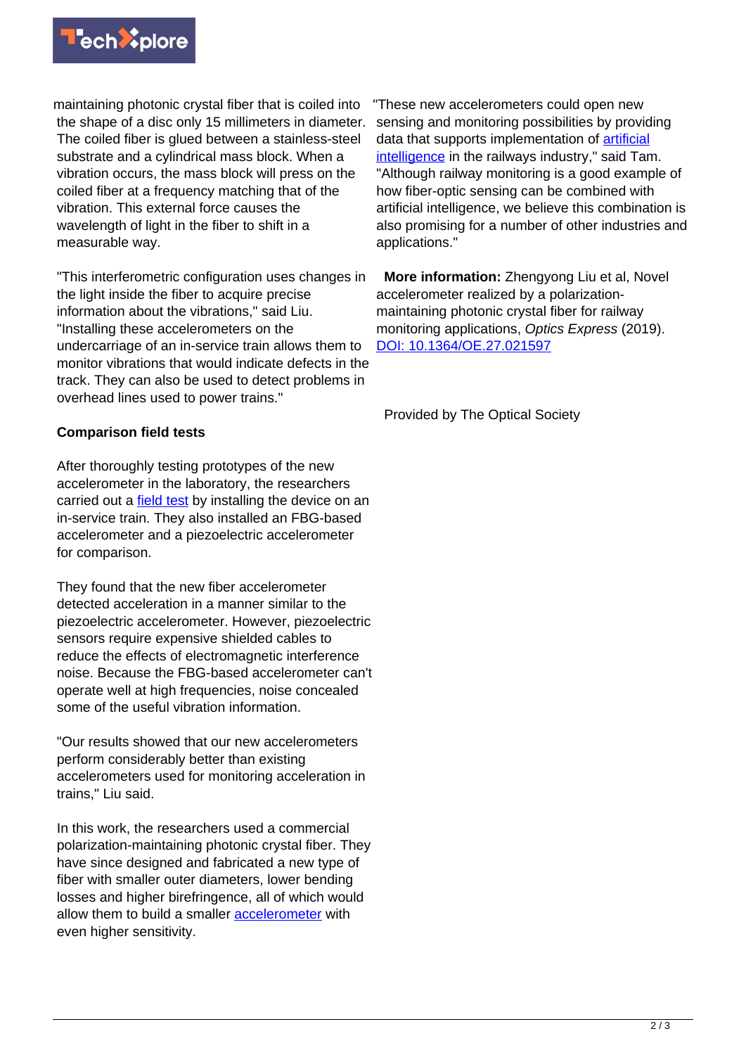maintaining photonic crystal fiber that is coiled into the shape of a disc only 15 millimeters in diameter. The coiled fiber is glued between a stainless-steel substrate and a cylindrical mass block. When a vibration occurs, the mass block will press on the coiled fiber at a frequency matching that of the vibration. This external force causes the wavelength of light in the fiber to shift in a measurable way.

"This interferometric configuration uses changes in the light inside the fiber to acquire precise information about the vibrations," said Liu. "Installing these accelerometers on the undercarriage of an in-service train allows them to monitor vibrations that would indicate defects in the track. They can also be used to detect problems in overhead lines used to power trains."

**Comparison field tests**

After thoroughly testing prototypes of the new accelerometer in the laboratory, the researchers carried out a field test by installing the device on an in-service train. They also installed an FBG-based accelerometer and a piezoelectric accelerometer for comparison.

They found that the new fiber accelerometer detected acceleration in a manner similar to the piezoelectric accelerometer. However, piezoelectric sensors require expensive shielded cables to reduce the effects of electromagnetic interference noise. Because the FBG-based accelerometer can't operate well at high frequencies, noise concealed some of the useful vibration information.

"Our results showed that our new accelerometers perform considerably better than existing accelerometers used for monitoring acceleration in trains," Liu said.

In this work, the researchers used a commercial polarization-maintaining photonic crystal fiber. They have since designed and fabricated a new type of fiber with smaller outer diameters, lower bending losses and higher birefringence, all of which would allow them to build a smaller accelerometer with even higher sensitivity.

"These new accelerometers could open new sensing and monitoring possibilities by providing data that supports implementation of artificial intelligence in the railways industry," said Tam. "Although railway monitoring is a good example of how fiber-optic sensing can be combined with artificial intelligence, we believe this combination is also promising for a number of other industries and applications."

**More information:** Zhengyong Liu et al, Novel accelerometer realized by a polarization-maintaining photonic crystal fiber for railway monitoring applications, *Optics Express* (2019). DOI: 10.1364/OE.27.021597

Provided by The Optical Society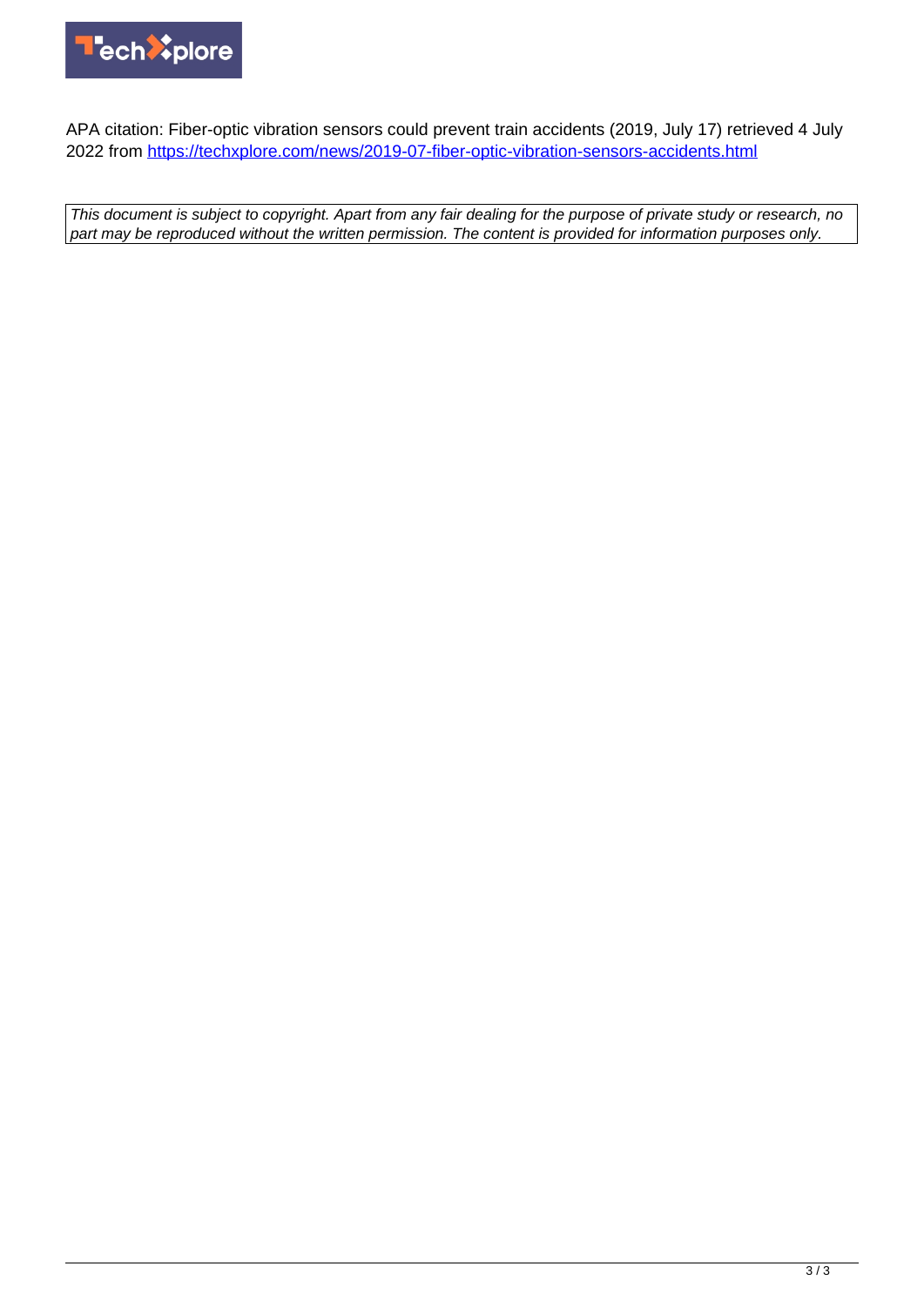APA citation: Fiber-optic vibration sensors could prevent train accidents (2019, July 17) retrieved 4 July 2022 from https://techxplore.com/news/2019-07-fiber-optic-vibration-sensors-accidents.html

*This document is subject to copyright. Apart from any fair dealing for the purpose of private study or research, no part may be reproduced without the written permission. The content is provided for information purposes only.*